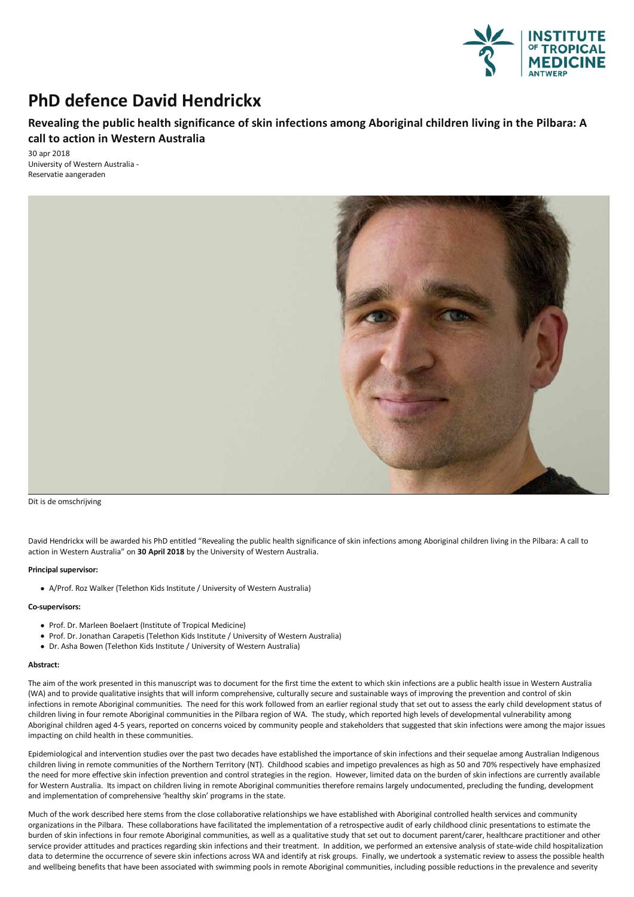# PhD defence David Hendrickx

## Revealing the public health significance of skin infections among Aboriginal children living in the Pilbara: A call to action in Western Australia

30 apr 2018
University of Western Australia -
Reservatie aangeraden

Dit is de omschrijving

David Hendrickx will be awarded his PhD entitled "Revealing the public health significance of skin infections among Aboriginal children living in the Pilbara: A call to action in Western Australia" on **30 April 2018** by the University of Western Australia.

**Principal supervisor:**

- A/Prof. Roz Walker (Telethon Kids Institute / University of Western Australia)

**Co-supervisors:**

- Prof. Dr. Marleen Boelaert (Institute of Tropical Medicine)
- Prof. Dr. Jonathan Carapetis (Telethon Kids Institute / University of Western Australia)
- Dr. Asha Bowen (Telethon Kids Institute / University of Western Australia)

**Abstract:**

The aim of the work presented in this manuscript was to document for the first time the extent to which skin infections are a public health issue in Western Australia (WA) and to provide qualitative insights that will inform comprehensive, culturally secure and sustainable ways of improving the prevention and control of skin infections in remote Aboriginal communities. The need for this work followed from an earlier regional study that set out to assess the early child development status of children living in four remote Aboriginal communities in the Pilbara region of WA. The study, which reported high levels of developmental vulnerability among Aboriginal children aged 4-5 years, reported on concerns voiced by community people and stakeholders that suggested that skin infections were among the major issues impacting on child health in these communities.

Epidemiological and intervention studies over the past two decades have established the importance of skin infections and their sequelae among Australian Indigenous children living in remote communities of the Northern Territory (NT). Childhood scabies and impetigo prevalences as high as 50 and 70% respectively have emphasized the need for more effective skin infection prevention and control strategies in the region. However, limited data on the burden of skin infections are currently available for Western Australia. Its impact on children living in remote Aboriginal communities therefore remains largely undocumented, precluding the funding, development and implementation of comprehensive 'healthy skin' programs in the state.

Much of the work described here stems from the close collaborative relationships we have established with Aboriginal controlled health services and community organizations in the Pilbara. These collaborations have facilitated the implementation of a retrospective audit of early childhood clinic presentations to estimate the burden of skin infections in four remote Aboriginal communities, as well as a qualitative study that set out to document parent/carer, healthcare practitioner and other service provider attitudes and practices regarding skin infections and their treatment. In addition, we performed an extensive analysis of state-wide child hospitalization data to determine the occurrence of severe skin infections across WA and identify at risk groups. Finally, we undertook a systematic review to assess the possible health and wellbeing benefits that have been associated with swimming pools in remote Aboriginal communities, including possible reductions in the prevalence and severity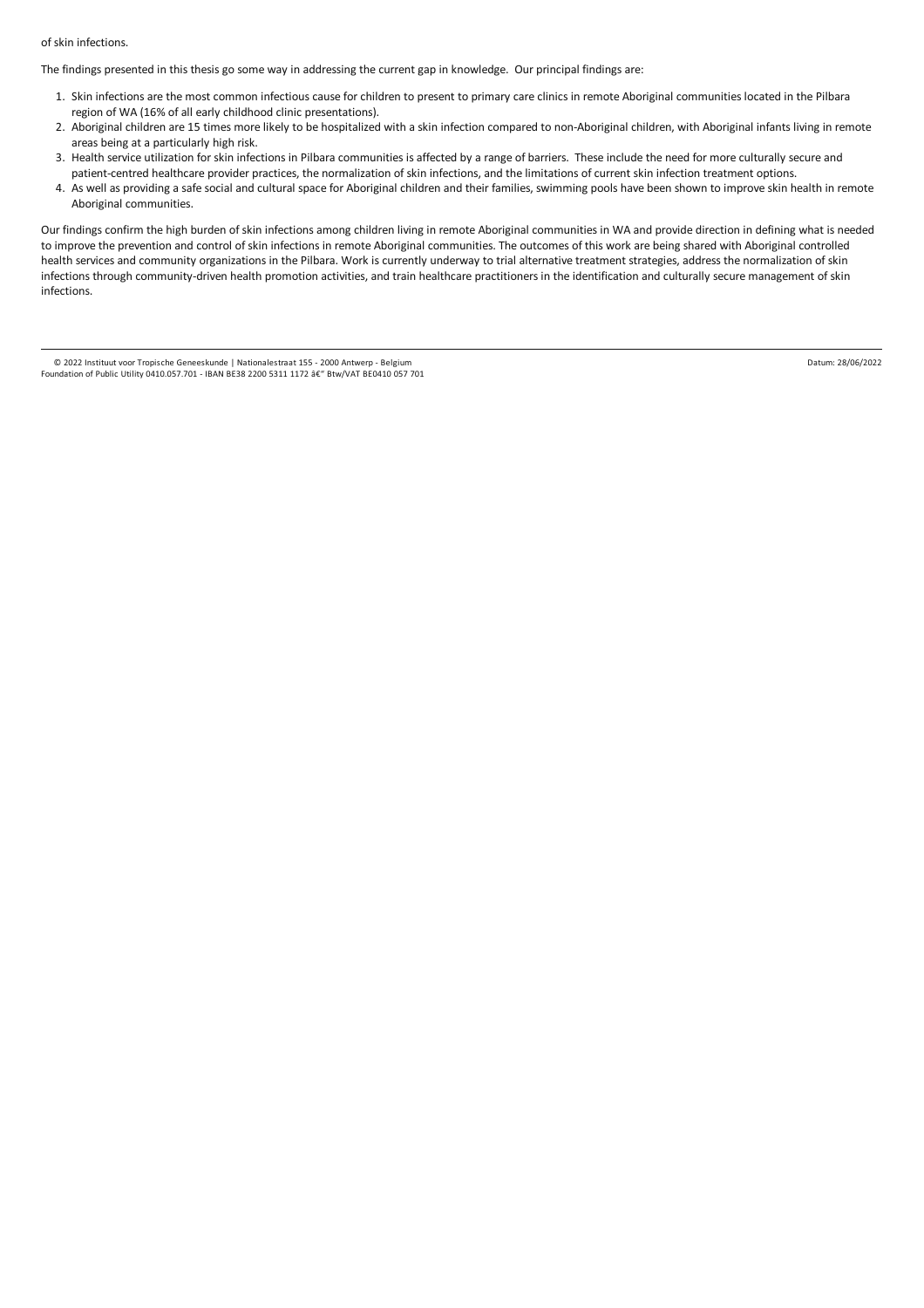of skin infections.

The findings presented in this thesis go some way in addressing the current gap in knowledge. Our principal findings are:

1. Skin infections are the most common infectious cause for children to present to primary care clinics in remote Aboriginal communities located in the Pilbara region of WA (16% of all early childhood clinic presentations).
2. Aboriginal children are 15 times more likely to be hospitalized with a skin infection compared to non-Aboriginal children, with Aboriginal infants living in remote areas being at a particularly high risk.
3. Health service utilization for skin infections in Pilbara communities is affected by a range of barriers. These include the need for more culturally secure and patient-centred healthcare provider practices, the normalization of skin infections, and the limitations of current skin infection treatment options.
4. As well as providing a safe social and cultural space for Aboriginal children and their families, swimming pools have been shown to improve skin health in remote Aboriginal communities.

Our findings confirm the high burden of skin infections among children living in remote Aboriginal communities in WA and provide direction in defining what is needed to improve the prevention and control of skin infections in remote Aboriginal communities. The outcomes of this work are being shared with Aboriginal controlled health services and community organizations in the Pilbara. Work is currently underway to trial alternative treatment strategies, address the normalization of skin infections through community-driven health promotion activities, and train healthcare practitioners in the identification and culturally secure management of skin infections.